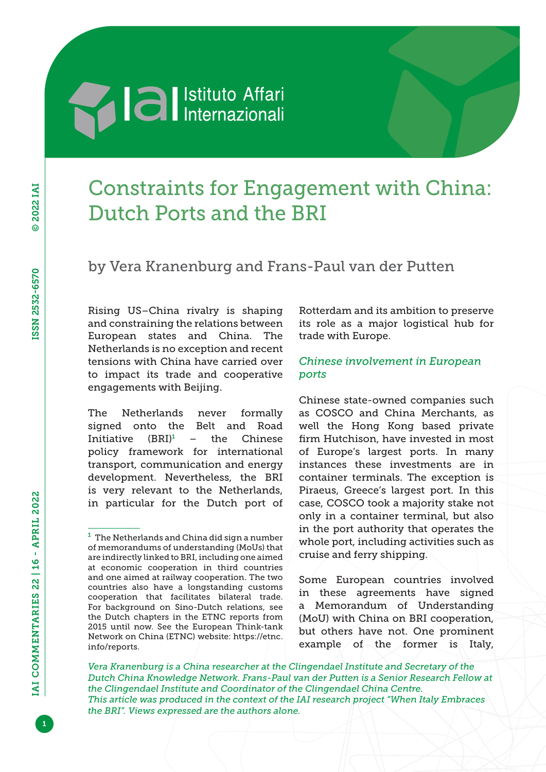# Constraints for Engagement with China: Dutch Ports and the BRI

by Vera Kranenburg and Frans-Paul van der Putten

Rising US–China rivalry is shaping and constraining the relations between European states and China. The Netherlands is no exception and recent tensions with China have carried over to impact its trade and cooperative engagements with Beijing.

The Netherlands never formally signed onto the Belt and Road Initiative (BRI)[1] – the Chinese policy framework for international transport, communication and energy development. Nevertheless, the BRI is very relevant to the Netherlands, in particular for the Dutch port of Rotterdam and its ambition to preserve its role as a major logistical hub for trade with Europe.

## *Chinese involvement in European ports*

Chinese state-owned companies such as COSCO and China Merchants, as well the Hong Kong based private firm Hutchison, have invested in most of Europe's largest ports. In many instances these investments are in container terminals. The exception is Piraeus, Greece's largest port. In this case, COSCO took a majority stake not only in a container terminal, but also in the port authority that operates the whole port, including activities such as cruise and ferry shipping.

Some European countries involved in these agreements have signed a Memorandum of Understanding (MoU) with China on BRI cooperation, but others have not. One prominent example of the former is Italy,

[1] The Netherlands and China did sign a number of memorandums of understanding (MoUs) that are indirectly linked to BRI, including one aimed at economic cooperation in third countries and one aimed at railway cooperation. The two countries also have a longstanding customs cooperation that facilitates bilateral trade. For background on Sino-Dutch relations, see the Dutch chapters in the ETNC reports from 2015 until now. See the European Think-tank Network on China (ETNC) website: https://etnc.info/reports.

*Vera Kranenburg is a China researcher at the Clingendael Institute and Secretary of the Dutch China Knowledge Network. Frans-Paul van der Putten is a Senior Research Fellow at the Clingendael Institute and Coordinator of the Clingendael China Centre.*
*This article was produced in the context of the IAI research project "When Italy Embraces the BRI". Views expressed are the authors alone.*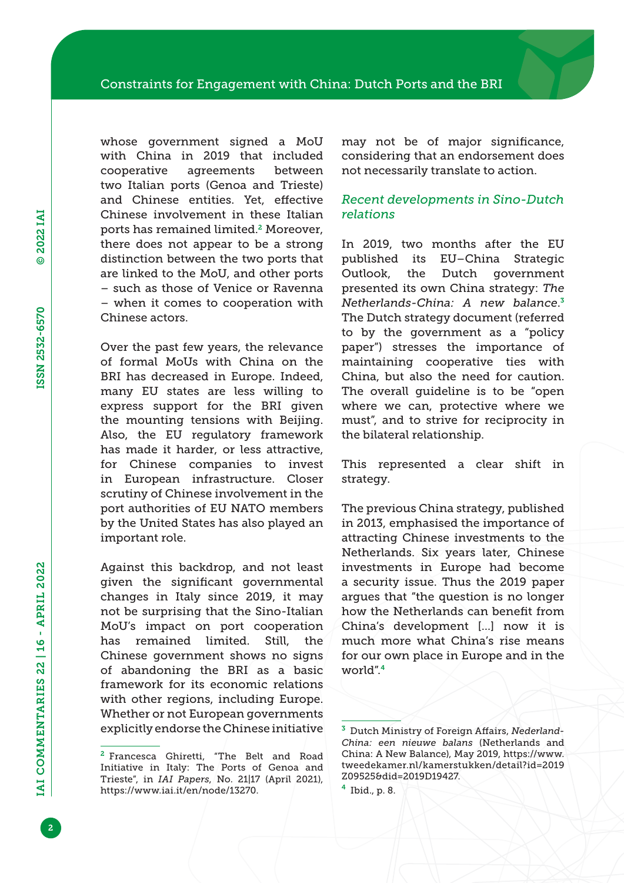whose government signed a MoU with China in 2019 that included cooperative agreements between two Italian ports (Genoa and Trieste) and Chinese entities. Yet, effective Chinese involvement in these Italian ports has remained limited.[2] Moreover, there does not appear to be a strong distinction between the two ports that are linked to the MoU, and other ports – such as those of Venice or Ravenna – when it comes to cooperation with Chinese actors.

Over the past few years, the relevance of formal MoUs with China on the BRI has decreased in Europe. Indeed, many EU states are less willing to express support for the BRI given the mounting tensions with Beijing. Also, the EU regulatory framework has made it harder, or less attractive, for Chinese companies to invest in European infrastructure. Closer scrutiny of Chinese involvement in the port authorities of EU NATO members by the United States has also played an important role.

Against this backdrop, and not least given the significant governmental changes in Italy since 2019, it may not be surprising that the Sino-Italian MoU's impact on port cooperation has remained limited. Still, the Chinese government shows no signs of abandoning the BRI as a basic framework for its economic relations with other regions, including Europe. Whether or not European governments explicitly endorse the Chinese initiative may not be of major significance, considering that an endorsement does not necessarily translate to action.

## *Recent developments in Sino-Dutch relations*

In 2019, two months after the EU published its EU–China Strategic Outlook, the Dutch government presented its own China strategy: *The Netherlands-China: A new balance*.[3] The Dutch strategy document (referred to by the government as a "policy paper") stresses the importance of maintaining cooperative ties with China, but also the need for caution. The overall guideline is to be "open where we can, protective where we must", and to strive for reciprocity in the bilateral relationship.

This represented a clear shift in strategy.

The previous China strategy, published in 2013, emphasised the importance of attracting Chinese investments to the Netherlands. Six years later, Chinese investments in Europe had become a security issue. Thus the 2019 paper argues that "the question is no longer how the Netherlands can benefit from China's development [...] now it is much more what China's rise means for our own place in Europe and in the world".[4]

---

[2] Francesca Ghiretti, "The Belt and Road Initiative in Italy: The Ports of Genoa and Trieste", in *IAI Papers*, No. 21|17 (April 2021), https://www.iai.it/en/node/13270.

[3] Dutch Ministry of Foreign Affairs, *Nederland-China: een nieuwe balans* (Netherlands and China: A New Balance), May 2019, https://www.tweedekamer.nl/kamerstukken/detail?id=2019Z09525&did=2019D19427.

[4] Ibid., p. 8.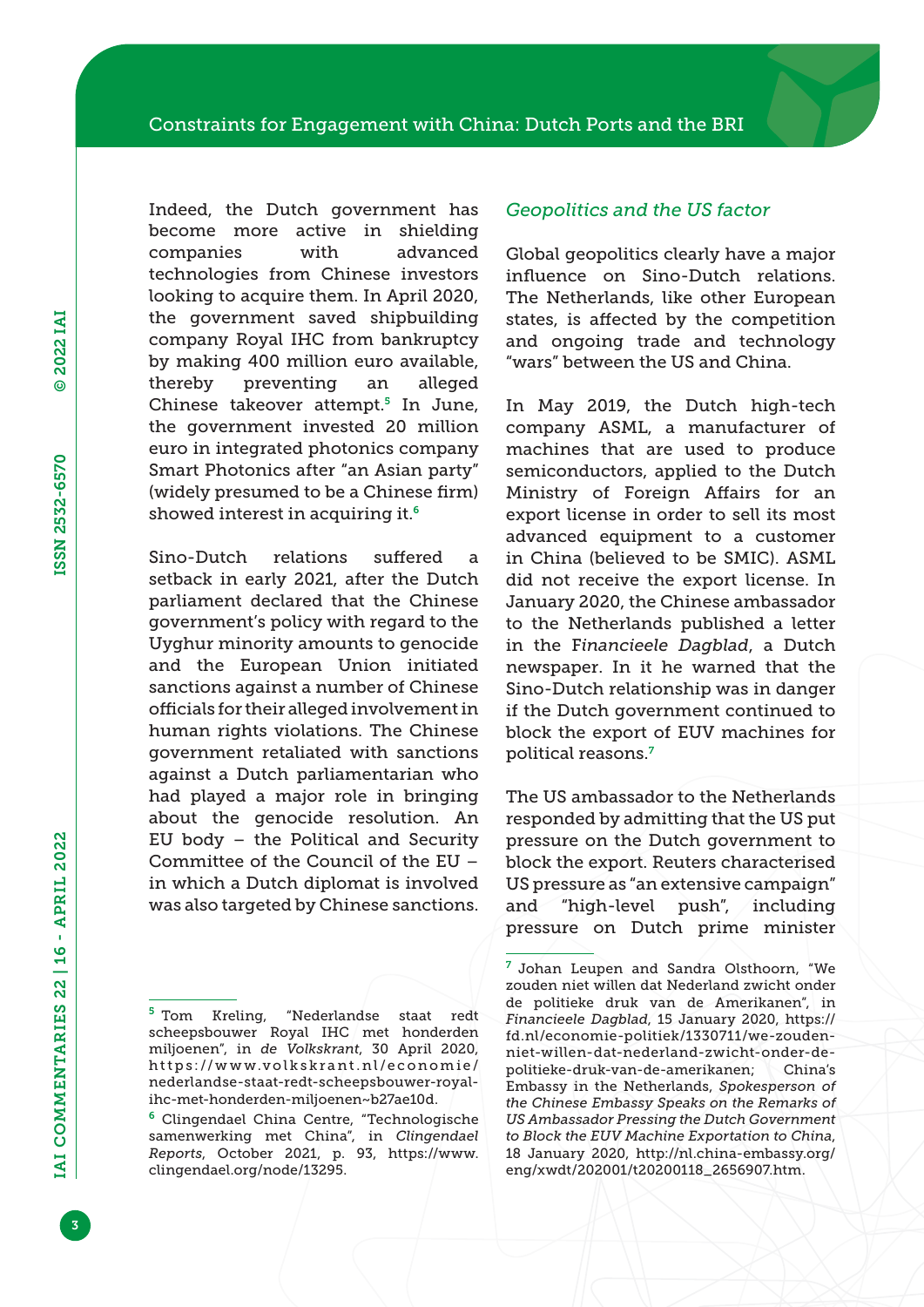Indeed, the Dutch government has become more active in shielding companies with advanced technologies from Chinese investors looking to acquire them. In April 2020, the government saved shipbuilding company Royal IHC from bankruptcy by making 400 million euro available, thereby preventing an alleged Chinese takeover attempt.[5] In June, the government invested 20 million euro in integrated photonics company Smart Photonics after "an Asian party" (widely presumed to be a Chinese firm) showed interest in acquiring it.[6]

Sino-Dutch relations suffered a setback in early 2021, after the Dutch parliament declared that the Chinese government's policy with regard to the Uyghur minority amounts to genocide and the European Union initiated sanctions against a number of Chinese officials for their alleged involvement in human rights violations. The Chinese government retaliated with sanctions against a Dutch parliamentarian who had played a major role in bringing about the genocide resolution. An EU body – the Political and Security Committee of the Council of the EU – in which a Dutch diplomat is involved was also targeted by Chinese sanctions.

### *Geopolitics and the US factor*

Global geopolitics clearly have a major influence on Sino-Dutch relations. The Netherlands, like other European states, is affected by the competition and ongoing trade and technology "wars" between the US and China.

In May 2019, the Dutch high-tech company ASML, a manufacturer of machines that are used to produce semiconductors, applied to the Dutch Ministry of Foreign Affairs for an export license in order to sell its most advanced equipment to a customer in China (believed to be SMIC). ASML did not receive the export license. In January 2020, the Chinese ambassador to the Netherlands published a letter in the *Financieele Dagblad*, a Dutch newspaper. In it he warned that the Sino-Dutch relationship was in danger if the Dutch government continued to block the export of EUV machines for political reasons.[7]

The US ambassador to the Netherlands responded by admitting that the US put pressure on the Dutch government to block the export. Reuters characterised US pressure as "an extensive campaign" and "high-level push", including pressure on Dutch prime minister

---

[5] Tom Kreling, "Nederlandse staat redt scheepsbouwer Royal IHC met honderden miljoenen", in *de Volkskrant*, 30 April 2020, https://www.volkskrant.nl/economie/nederlandse-staat-redt-scheepsbouwer-royal-ihc-met-honderden-miljoenen~b27ae10d.

[6] Clingendael China Centre, "Technologische samenwerking met China", in *Clingendael Reports*, October 2021, p. 93, https://www.clingendael.org/node/13295.

[7] Johan Leupen and Sandra Olsthoorn, "We zouden niet willen dat Nederland zwicht onder de politieke druk van de Amerikanen", in *Financieele Dagblad*, 15 January 2020, https://fd.nl/economie-politiek/1330711/we-zouden-niet-willen-dat-nederland-zwicht-onder-de-politieke-druk-van-de-amerikanen; China's Embassy in the Netherlands, *Spokesperson of the Chinese Embassy Speaks on the Remarks of US Ambassador Pressing the Dutch Government to Block the EUV Machine Exportation to China*, 18 January 2020, http://nl.china-embassy.org/eng/xwdt/202001/t20200118_2656907.htm.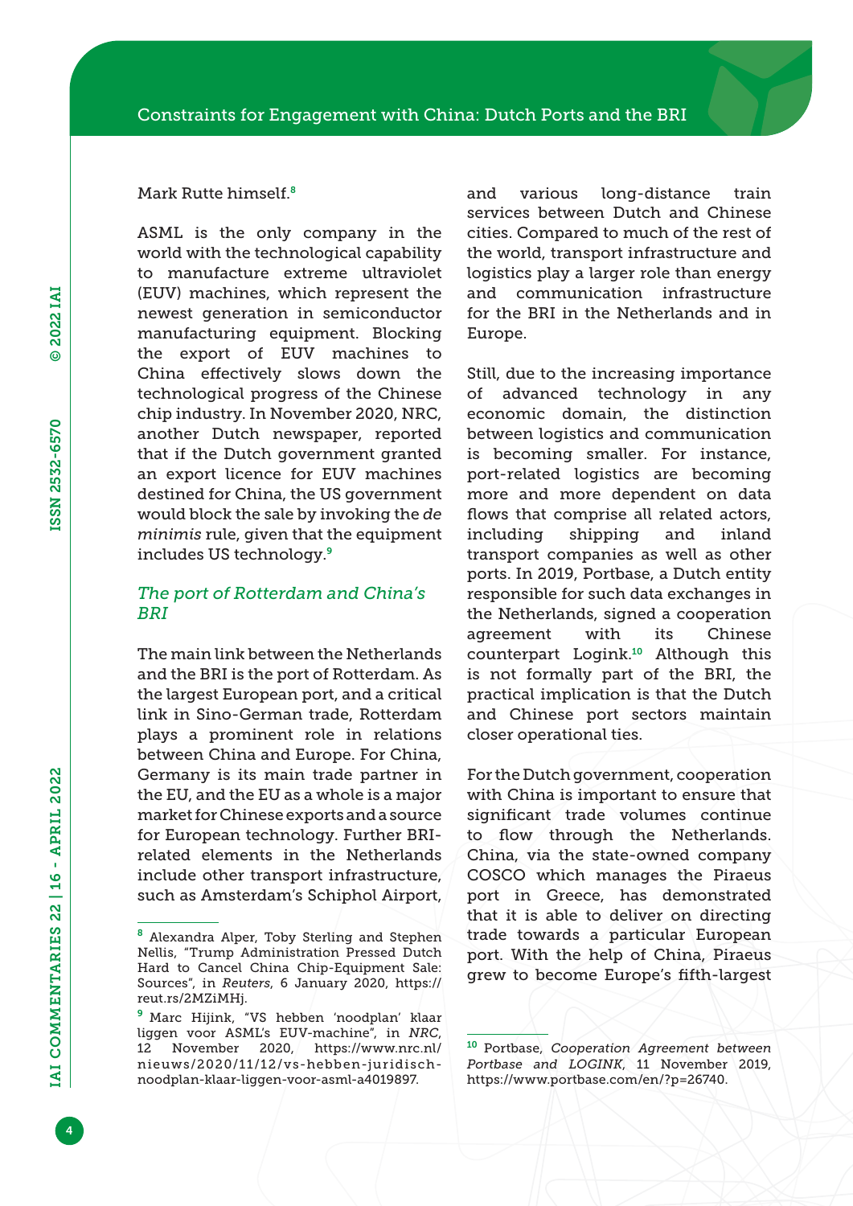Mark Rutte himself.[8]

ASML is the only company in the world with the technological capability to manufacture extreme ultraviolet (EUV) machines, which represent the newest generation in semiconductor manufacturing equipment. Blocking the export of EUV machines to China effectively slows down the technological progress of the Chinese chip industry. In November 2020, NRC, another Dutch newspaper, reported that if the Dutch government granted an export licence for EUV machines destined for China, the US government would block the sale by invoking the *de minimis* rule, given that the equipment includes US technology.[9]

### *The port of Rotterdam and China's BRI*

The main link between the Netherlands and the BRI is the port of Rotterdam. As the largest European port, and a critical link in Sino-German trade, Rotterdam plays a prominent role in relations between China and Europe. For China, Germany is its main trade partner in the EU, and the EU as a whole is a major market for Chinese exports and a source for European technology. Further BRI-related elements in the Netherlands include other transport infrastructure, such as Amsterdam's Schiphol Airport, and various long-distance train services between Dutch and Chinese cities. Compared to much of the rest of the world, transport infrastructure and logistics play a larger role than energy and communication infrastructure for the BRI in the Netherlands and in Europe.

Still, due to the increasing importance of advanced technology in any economic domain, the distinction between logistics and communication is becoming smaller. For instance, port-related logistics are becoming more and more dependent on data flows that comprise all related actors, including shipping and inland transport companies as well as other ports. In 2019, Portbase, a Dutch entity responsible for such data exchanges in the Netherlands, signed a cooperation agreement with its Chinese counterpart Logink.[10] Although this is not formally part of the BRI, the practical implication is that the Dutch and Chinese port sectors maintain closer operational ties.

For the Dutch government, cooperation with China is important to ensure that significant trade volumes continue to flow through the Netherlands. China, via the state-owned company COSCO which manages the Piraeus port in Greece, has demonstrated that it is able to deliver on directing trade towards a particular European port. With the help of China, Piraeus grew to become Europe's fifth-largest

---

[8] Alexandra Alper, Toby Sterling and Stephen Nellis, "Trump Administration Pressed Dutch Hard to Cancel China Chip-Equipment Sale: Sources", in *Reuters*, 6 January 2020, https://reut.rs/2MZiMHj.

[9] Marc Hijink, "VS hebben 'noodplan' klaar liggen voor ASML's EUV-machine", in *NRC*, 12 November 2020, https://www.nrc.nl/nieuws/2020/11/12/vs-hebben-juridisch-noodplan-klaar-liggen-voor-asml-a4019897.

[10] Portbase, *Cooperation Agreement between Portbase and LOGINK*, 11 November 2019, https://www.portbase.com/en/?p=26740.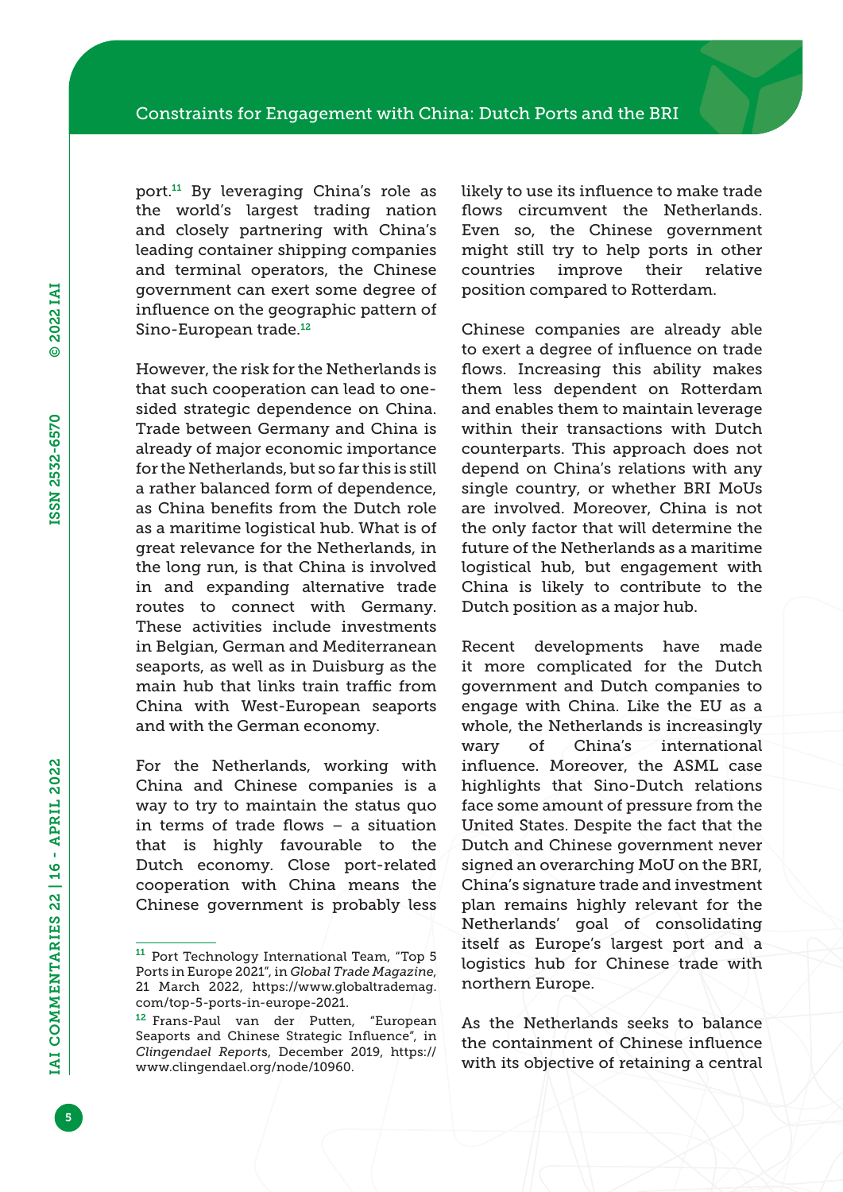port.[11] By leveraging China's role as the world's largest trading nation and closely partnering with China's leading container shipping companies and terminal operators, the Chinese government can exert some degree of influence on the geographic pattern of Sino-European trade.[12]

However, the risk for the Netherlands is that such cooperation can lead to one-sided strategic dependence on China. Trade between Germany and China is already of major economic importance for the Netherlands, but so far this is still a rather balanced form of dependence, as China benefits from the Dutch role as a maritime logistical hub. What is of great relevance for the Netherlands, in the long run, is that China is involved in and expanding alternative trade routes to connect with Germany. These activities include investments in Belgian, German and Mediterranean seaports, as well as in Duisburg as the main hub that links train traffic from China with West-European seaports and with the German economy.

For the Netherlands, working with China and Chinese companies is a way to try to maintain the status quo in terms of trade flows – a situation that is highly favourable to the Dutch economy. Close port-related cooperation with China means the Chinese government is probably less likely to use its influence to make trade flows circumvent the Netherlands. Even so, the Chinese government might still try to help ports in other countries improve their relative position compared to Rotterdam.

Chinese companies are already able to exert a degree of influence on trade flows. Increasing this ability makes them less dependent on Rotterdam and enables them to maintain leverage within their transactions with Dutch counterparts. This approach does not depend on China's relations with any single country, or whether BRI MoUs are involved. Moreover, China is not the only factor that will determine the future of the Netherlands as a maritime logistical hub, but engagement with China is likely to contribute to the Dutch position as a major hub.

Recent developments have made it more complicated for the Dutch government and Dutch companies to engage with China. Like the EU as a whole, the Netherlands is increasingly wary of China's international influence. Moreover, the ASML case highlights that Sino-Dutch relations face some amount of pressure from the United States. Despite the fact that the Dutch and Chinese government never signed an overarching MoU on the BRI, China's signature trade and investment plan remains highly relevant for the Netherlands' goal of consolidating itself as Europe's largest port and a logistics hub for Chinese trade with northern Europe.

As the Netherlands seeks to balance the containment of Chinese influence with its objective of retaining a central

---

[11] Port Technology International Team, "Top 5 Ports in Europe 2021", in *Global Trade Magazine*, 21 March 2022, https://www.globaltrademag.com/top-5-ports-in-europe-2021.

[12] Frans-Paul van der Putten, "European Seaports and Chinese Strategic Influence", in *Clingendael Reports*, December 2019, https://www.clingendael.org/node/10960.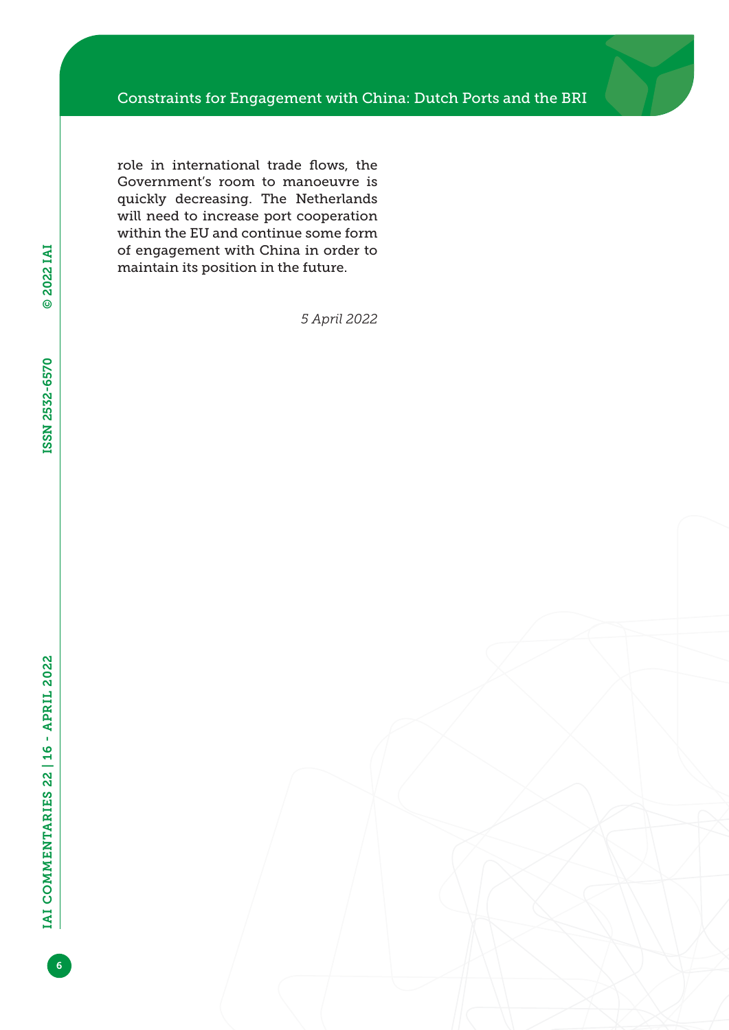role in international trade flows, the Government's room to manoeuvre is quickly decreasing. The Netherlands will need to increase port cooperation within the EU and continue some form of engagement with China in order to maintain its position in the future.

*5 April 2022*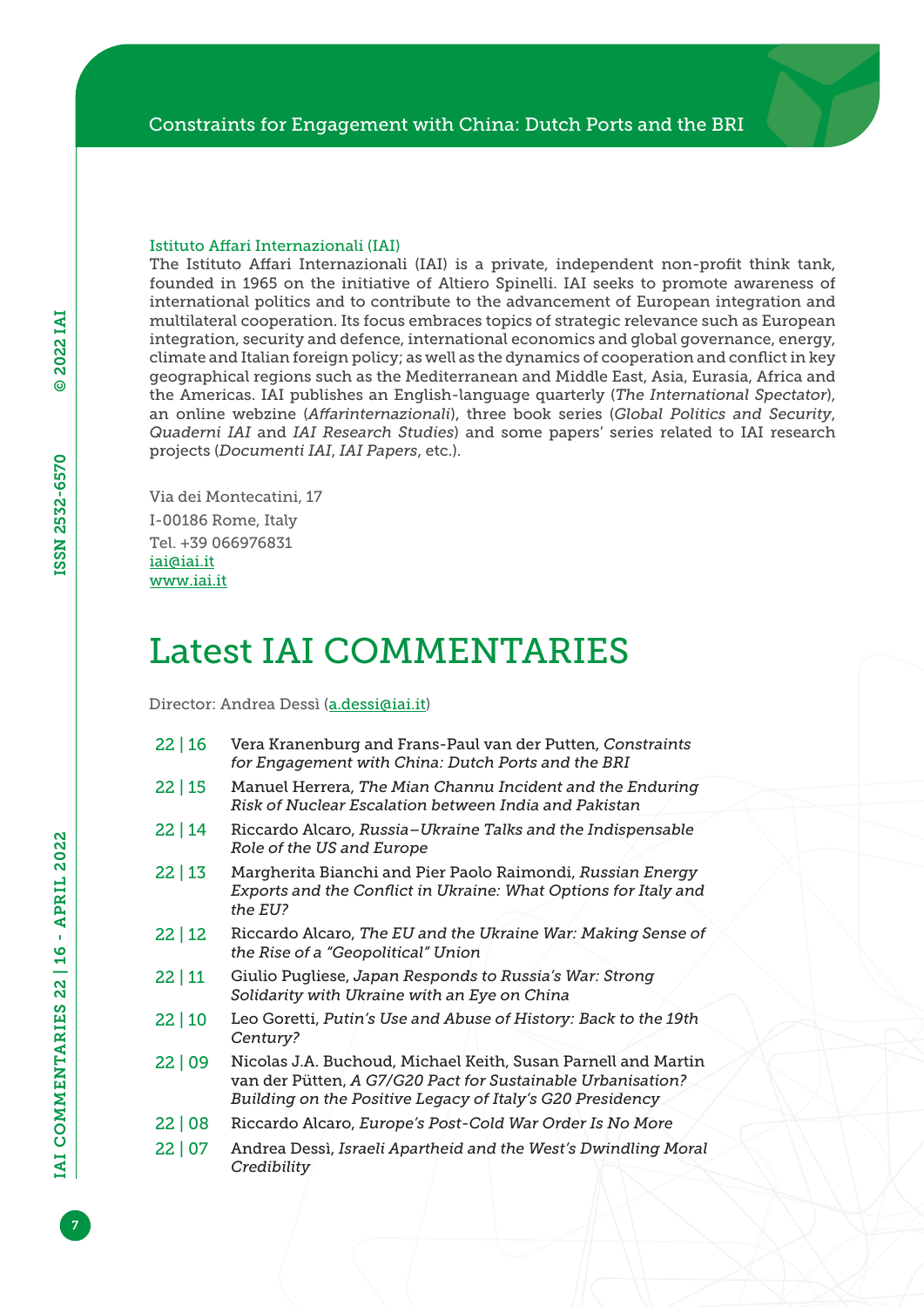Istituto Affari Internazionali (IAI)

The Istituto Affari Internazionali (IAI) is a private, independent non-profit think tank, founded in 1965 on the initiative of Altiero Spinelli. IAI seeks to promote awareness of international politics and to contribute to the advancement of European integration and multilateral cooperation. Its focus embraces topics of strategic relevance such as European integration, security and defence, international economics and global governance, energy, climate and Italian foreign policy; as well as the dynamics of cooperation and conflict in key geographical regions such as the Mediterranean and Middle East, Asia, Eurasia, Africa and the Americas. IAI publishes an English-language quarterly (*The International Spectator*), an online webzine (*Affarinternazionali*), three book series (*Global Politics and Security*, *Quaderni IAI* and *IAI Research Studies*) and some papers' series related to IAI research projects (*Documenti IAI*, *IAI Papers*, etc.).

Via dei Montecatini, 17
I-00186 Rome, Italy
Tel. +39 066976831
iai@iai.it
www.iai.it

# Latest IAI COMMENTARIES

Director: Andrea Dessì (a.dessi@iai.it)

| | |
|---|---|
| 22 \| 16 | Vera Kranenburg and Frans-Paul van der Putten, *Constraints for Engagement with China: Dutch Ports and the BRI* |
| 22 \| 15 | Manuel Herrera, *The Mian Channu Incident and the Enduring Risk of Nuclear Escalation between India and Pakistan* |
| 22 \| 14 | Riccardo Alcaro, *Russia–Ukraine Talks and the Indispensable Role of the US and Europe* |
| 22 \| 13 | Margherita Bianchi and Pier Paolo Raimondi, *Russian Energy Exports and the Conflict in Ukraine: What Options for Italy and the EU?* |
| 22 \| 12 | Riccardo Alcaro, *The EU and the Ukraine War: Making Sense of the Rise of a "Geopolitical" Union* |
| 22 \| 11 | Giulio Pugliese, *Japan Responds to Russia's War: Strong Solidarity with Ukraine with an Eye on China* |
| 22 \| 10 | Leo Goretti, *Putin's Use and Abuse of History: Back to the 19th Century?* |
| 22 \| 09 | Nicolas J.A. Buchoud, Michael Keith, Susan Parnell and Martin van der Pütten, *A G7/G20 Pact for Sustainable Urbanisation? Building on the Positive Legacy of Italy's G20 Presidency* |
| 22 \| 08 | Riccardo Alcaro, *Europe's Post-Cold War Order Is No More* |
| 22 \| 07 | Andrea Dessì, *Israeli Apartheid and the West's Dwindling Moral Credibility* |